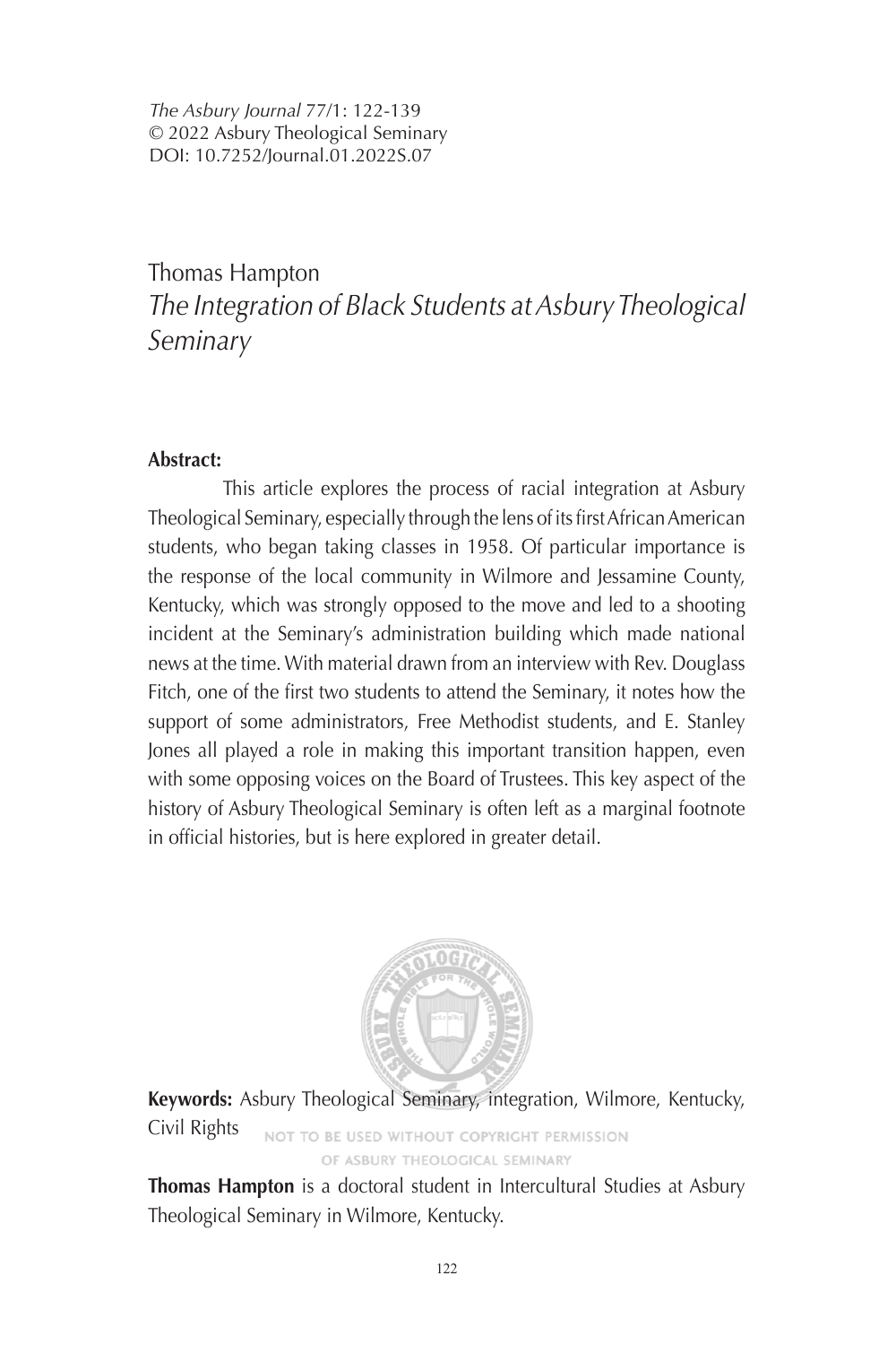*The Asbury Journal* 77/1: 122-139
© 2022 Asbury Theological Seminary
DOI: 10.7252/Journal.01.2022S.07

# Thomas Hampton
## *The Integration of Black Students at Asbury Theological Seminary*

**Abstract:**

This article explores the process of racial integration at Asbury Theological Seminary, especially through the lens of its first African American students, who began taking classes in 1958. Of particular importance is the response of the local community in Wilmore and Jessamine County, Kentucky, which was strongly opposed to the move and led to a shooting incident at the Seminary's administration building which made national news at the time. With material drawn from an interview with Rev. Douglass Fitch, one of the first two students to attend the Seminary, it notes how the support of some administrators, Free Methodist students, and E. Stanley Jones all played a role in making this important transition happen, even with some opposing voices on the Board of Trustees. This key aspect of the history of Asbury Theological Seminary is often left as a marginal footnote in official histories, but is here explored in greater detail.

**Keywords:** Asbury Theological Seminary, integration, Wilmore, Kentucky, Civil Rights

NOT TO BE USED WITHOUT COPYRIGHT PERMISSION OF ASBURY THEOLOGICAL SEMINARY

**Thomas Hampton** is a doctoral student in Intercultural Studies at Asbury Theological Seminary in Wilmore, Kentucky.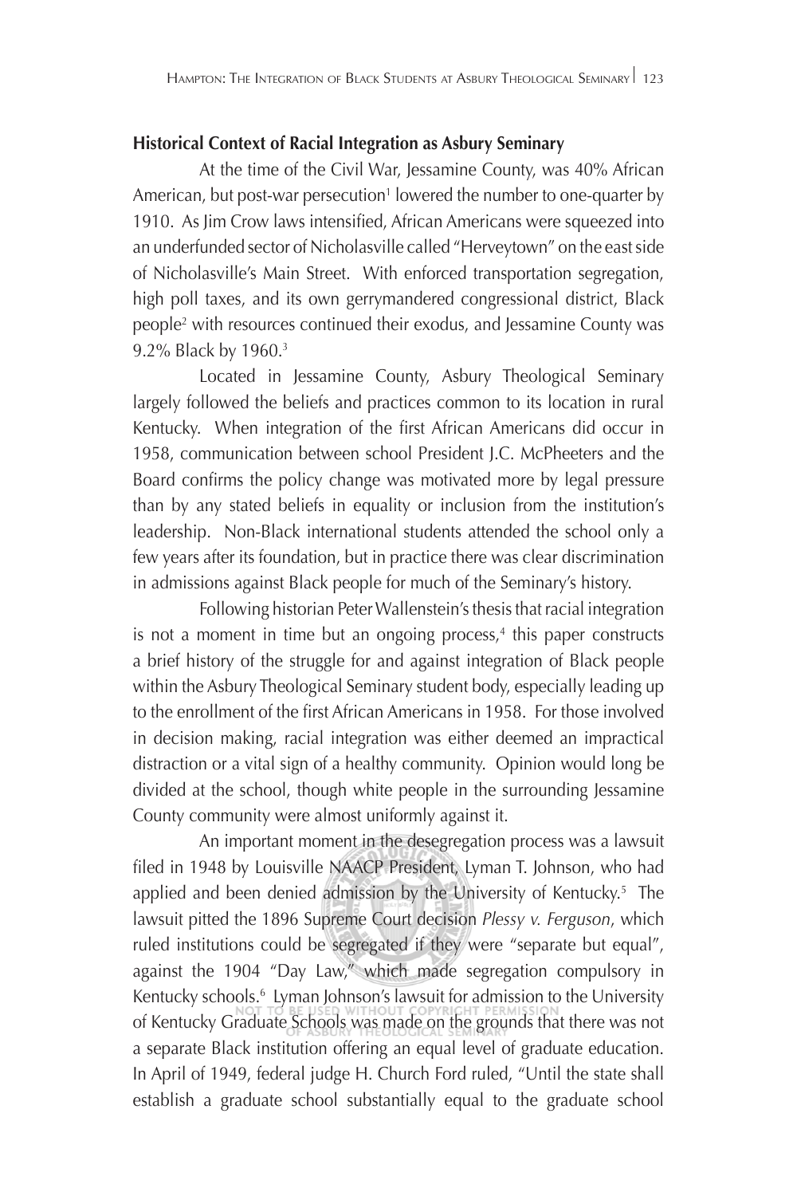**Historical Context of Racial Integration as Asbury Seminary**

At the time of the Civil War, Jessamine County, was 40% African American, but post-war persecution[1] lowered the number to one-quarter by 1910. As Jim Crow laws intensified, African Americans were squeezed into an underfunded sector of Nicholasville called "Herveytown" on the east side of Nicholasville's Main Street. With enforced transportation segregation, high poll taxes, and its own gerrymandered congressional district, Black people[2] with resources continued their exodus, and Jessamine County was 9.2% Black by 1960.[3]

Located in Jessamine County, Asbury Theological Seminary largely followed the beliefs and practices common to its location in rural Kentucky. When integration of the first African Americans did occur in 1958, communication between school President J.C. McPheeters and the Board confirms the policy change was motivated more by legal pressure than by any stated beliefs in equality or inclusion from the institution's leadership. Non-Black international students attended the school only a few years after its foundation, but in practice there was clear discrimination in admissions against Black people for much of the Seminary's history.

Following historian Peter Wallenstein's thesis that racial integration is not a moment in time but an ongoing process,[4] this paper constructs a brief history of the struggle for and against integration of Black people within the Asbury Theological Seminary student body, especially leading up to the enrollment of the first African Americans in 1958. For those involved in decision making, racial integration was either deemed an impractical distraction or a vital sign of a healthy community. Opinion would long be divided at the school, though white people in the surrounding Jessamine County community were almost uniformly against it.

An important moment in the desegregation process was a lawsuit filed in 1948 by Louisville NAACP President, Lyman T. Johnson, who had applied and been denied admission by the University of Kentucky.[5] The lawsuit pitted the 1896 Supreme Court decision *Plessy v. Ferguson*, which ruled institutions could be segregated if they were "separate but equal", against the 1904 "Day Law," which made segregation compulsory in Kentucky schools.[6] Lyman Johnson's lawsuit for admission to the University of Kentucky Graduate Schools was made on the grounds that there was not a separate Black institution offering an equal level of graduate education. In April of 1949, federal judge H. Church Ford ruled, "Until the state shall establish a graduate school substantially equal to the graduate school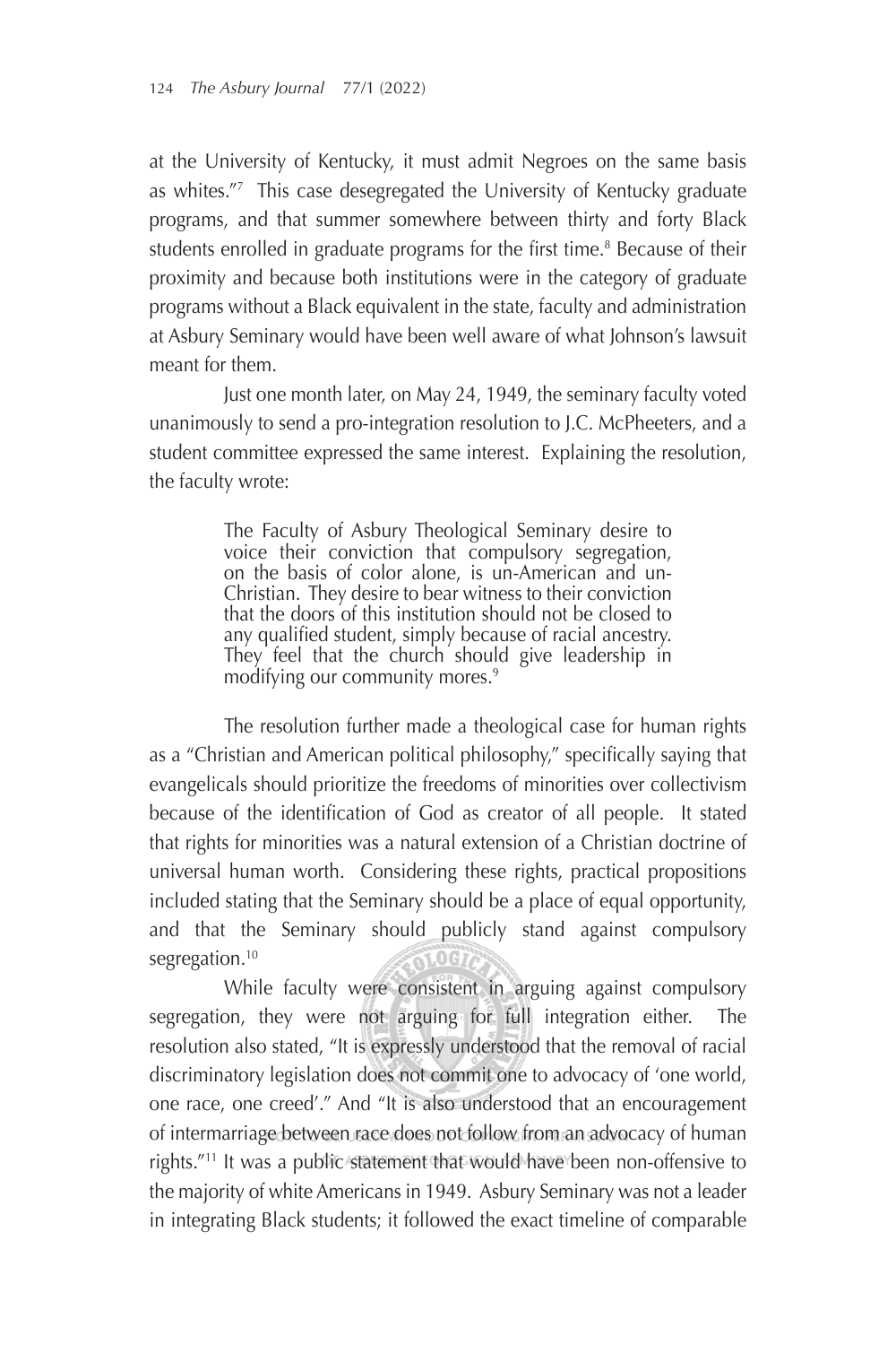at the University of Kentucky, it must admit Negroes on the same basis as whites."[7] This case desegregated the University of Kentucky graduate programs, and that summer somewhere between thirty and forty Black students enrolled in graduate programs for the first time.[8] Because of their proximity and because both institutions were in the category of graduate programs without a Black equivalent in the state, faculty and administration at Asbury Seminary would have been well aware of what Johnson's lawsuit meant for them.

Just one month later, on May 24, 1949, the seminary faculty voted unanimously to send a pro-integration resolution to J.C. McPheeters, and a student committee expressed the same interest. Explaining the resolution, the faculty wrote:

> The Faculty of Asbury Theological Seminary desire to voice their conviction that compulsory segregation, on the basis of color alone, is un-American and un-Christian. They desire to bear witness to their conviction that the doors of this institution should not be closed to any qualified student, simply because of racial ancestry. They feel that the church should give leadership in modifying our community mores.[9]

The resolution further made a theological case for human rights as a "Christian and American political philosophy," specifically saying that evangelicals should prioritize the freedoms of minorities over collectivism because of the identification of God as creator of all people. It stated that rights for minorities was a natural extension of a Christian doctrine of universal human worth. Considering these rights, practical propositions included stating that the Seminary should be a place of equal opportunity, and that the Seminary should publicly stand against compulsory segregation.[10]

While faculty were consistent in arguing against compulsory segregation, they were not arguing for full integration either. The resolution also stated, "It is expressly understood that the removal of racial discriminatory legislation does not commit one to advocacy of 'one world, one race, one creed'." And "It is also understood that an encouragement of intermarriage between race does not follow from an advocacy of human rights."[11] It was a public statement that would have been non-offensive to the majority of white Americans in 1949. Asbury Seminary was not a leader in integrating Black students; it followed the exact timeline of comparable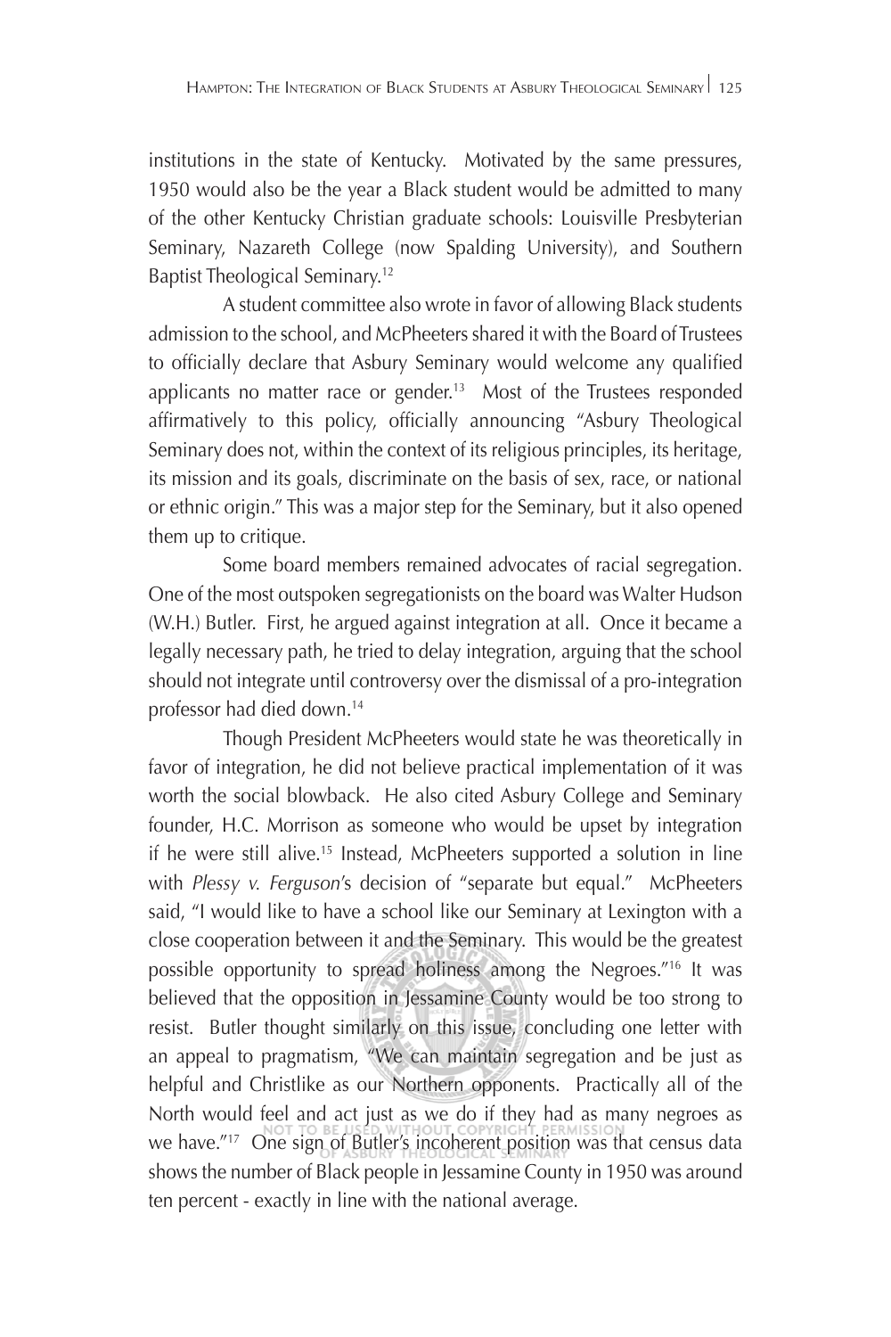institutions in the state of Kentucky. Motivated by the same pressures, 1950 would also be the year a Black student would be admitted to many of the other Kentucky Christian graduate schools: Louisville Presbyterian Seminary, Nazareth College (now Spalding University), and Southern Baptist Theological Seminary.[12]

A student committee also wrote in favor of allowing Black students admission to the school, and McPheeters shared it with the Board of Trustees to officially declare that Asbury Seminary would welcome any qualified applicants no matter race or gender.[13] Most of the Trustees responded affirmatively to this policy, officially announcing "Asbury Theological Seminary does not, within the context of its religious principles, its heritage, its mission and its goals, discriminate on the basis of sex, race, or national or ethnic origin." This was a major step for the Seminary, but it also opened them up to critique.

Some board members remained advocates of racial segregation. One of the most outspoken segregationists on the board was Walter Hudson (W.H.) Butler. First, he argued against integration at all. Once it became a legally necessary path, he tried to delay integration, arguing that the school should not integrate until controversy over the dismissal of a pro-integration professor had died down.[14]

Though President McPheeters would state he was theoretically in favor of integration, he did not believe practical implementation of it was worth the social blowback. He also cited Asbury College and Seminary founder, H.C. Morrison as someone who would be upset by integration if he were still alive.[15] Instead, McPheeters supported a solution in line with *Plessy v. Ferguson*'s decision of "separate but equal." McPheeters said, "I would like to have a school like our Seminary at Lexington with a close cooperation between it and the Seminary. This would be the greatest possible opportunity to spread holiness among the Negroes."[16] It was believed that the opposition in Jessamine County would be too strong to resist. Butler thought similarly on this issue, concluding one letter with an appeal to pragmatism, "We can maintain segregation and be just as helpful and Christlike as our Northern opponents. Practically all of the North would feel and act just as we do if they had as many negroes as we have."[17] One sign of Butler's incoherent position was that census data shows the number of Black people in Jessamine County in 1950 was around ten percent - exactly in line with the national average.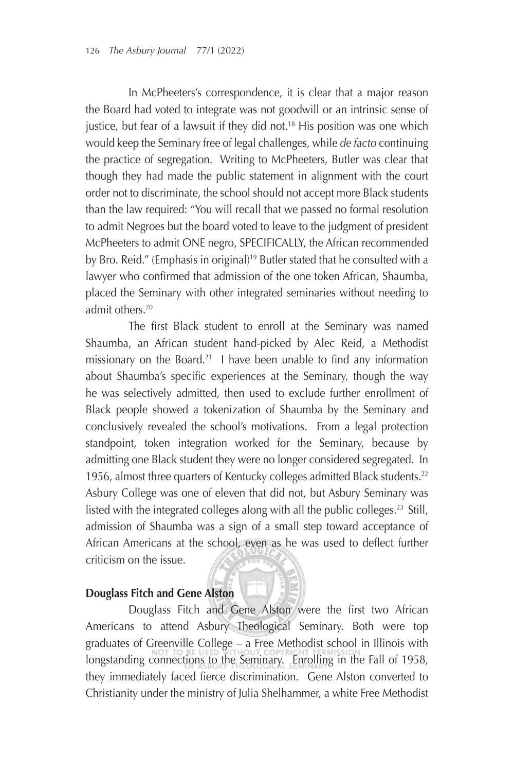In McPheeters's correspondence, it is clear that a major reason the Board had voted to integrate was not goodwill or an intrinsic sense of justice, but fear of a lawsuit if they did not.[18] His position was one which would keep the Seminary free of legal challenges, while *de facto* continuing the practice of segregation. Writing to McPheeters, Butler was clear that though they had made the public statement in alignment with the court order not to discriminate, the school should not accept more Black students than the law required: "You will recall that we passed no formal resolution to admit Negroes but the board voted to leave to the judgment of president McPheeters to admit ONE negro, SPECIFICALLY, the African recommended by Bro. Reid." (Emphasis in original)[19] Butler stated that he consulted with a lawyer who confirmed that admission of the one token African, Shaumba, placed the Seminary with other integrated seminaries without needing to admit others.[20]

The first Black student to enroll at the Seminary was named Shaumba, an African student hand-picked by Alec Reid, a Methodist missionary on the Board.[21] I have been unable to find any information about Shaumba's specific experiences at the Seminary, though the way he was selectively admitted, then used to exclude further enrollment of Black people showed a tokenization of Shaumba by the Seminary and conclusively revealed the school's motivations. From a legal protection standpoint, token integration worked for the Seminary, because by admitting one Black student they were no longer considered segregated. In 1956, almost three quarters of Kentucky colleges admitted Black students.[22] Asbury College was one of eleven that did not, but Asbury Seminary was listed with the integrated colleges along with all the public colleges.[23] Still, admission of Shaumba was a sign of a small step toward acceptance of African Americans at the school, even as he was used to deflect further criticism on the issue.

**Douglass Fitch and Gene Alston**

Douglass Fitch and Gene Alston were the first two African Americans to attend Asbury Theological Seminary. Both were top graduates of Greenville College – a Free Methodist school in Illinois with longstanding connections to the Seminary. Enrolling in the Fall of 1958, they immediately faced fierce discrimination. Gene Alston converted to Christianity under the ministry of Julia Shelhammer, a white Free Methodist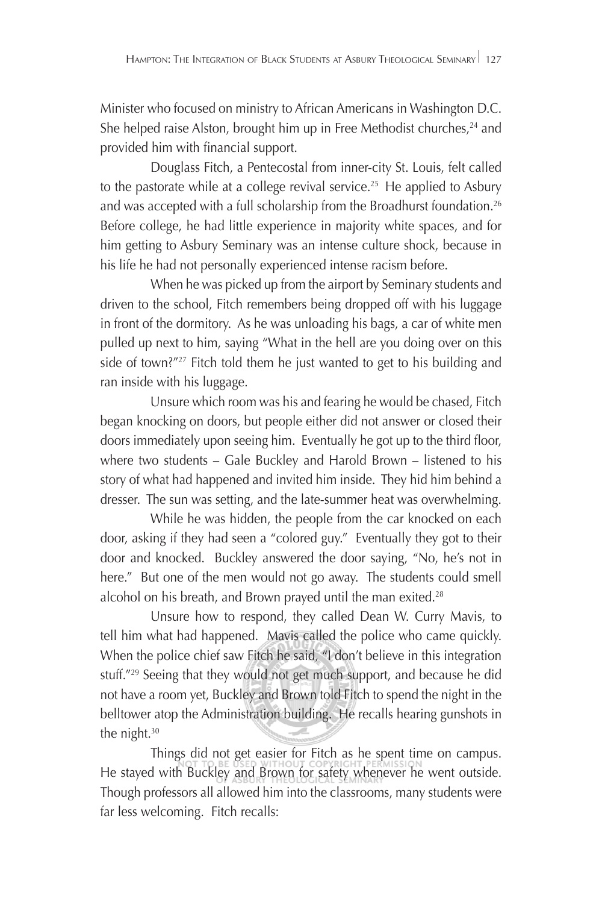Minister who focused on ministry to African Americans in Washington D.C. She helped raise Alston, brought him up in Free Methodist churches,[24] and provided him with financial support.

Douglass Fitch, a Pentecostal from inner-city St. Louis, felt called to the pastorate while at a college revival service.[25] He applied to Asbury and was accepted with a full scholarship from the Broadhurst foundation.[26] Before college, he had little experience in majority white spaces, and for him getting to Asbury Seminary was an intense culture shock, because in his life he had not personally experienced intense racism before.

When he was picked up from the airport by Seminary students and driven to the school, Fitch remembers being dropped off with his luggage in front of the dormitory. As he was unloading his bags, a car of white men pulled up next to him, saying "What in the hell are you doing over on this side of town?"[27] Fitch told them he just wanted to get to his building and ran inside with his luggage.

Unsure which room was his and fearing he would be chased, Fitch began knocking on doors, but people either did not answer or closed their doors immediately upon seeing him. Eventually he got up to the third floor, where two students – Gale Buckley and Harold Brown – listened to his story of what had happened and invited him inside. They hid him behind a dresser. The sun was setting, and the late-summer heat was overwhelming.

While he was hidden, the people from the car knocked on each door, asking if they had seen a "colored guy." Eventually they got to their door and knocked. Buckley answered the door saying, "No, he's not in here." But one of the men would not go away. The students could smell alcohol on his breath, and Brown prayed until the man exited.[28]

Unsure how to respond, they called Dean W. Curry Mavis, to tell him what had happened. Mavis called the police who came quickly. When the police chief saw Fitch he said, "I don't believe in this integration stuff."[29] Seeing that they would not get much support, and because he did not have a room yet, Buckley and Brown told Fitch to spend the night in the belltower atop the Administration building. He recalls hearing gunshots in the night.[30]

Things did not get easier for Fitch as he spent time on campus. He stayed with Buckley and Brown for safety whenever he went outside. Though professors all allowed him into the classrooms, many students were far less welcoming. Fitch recalls: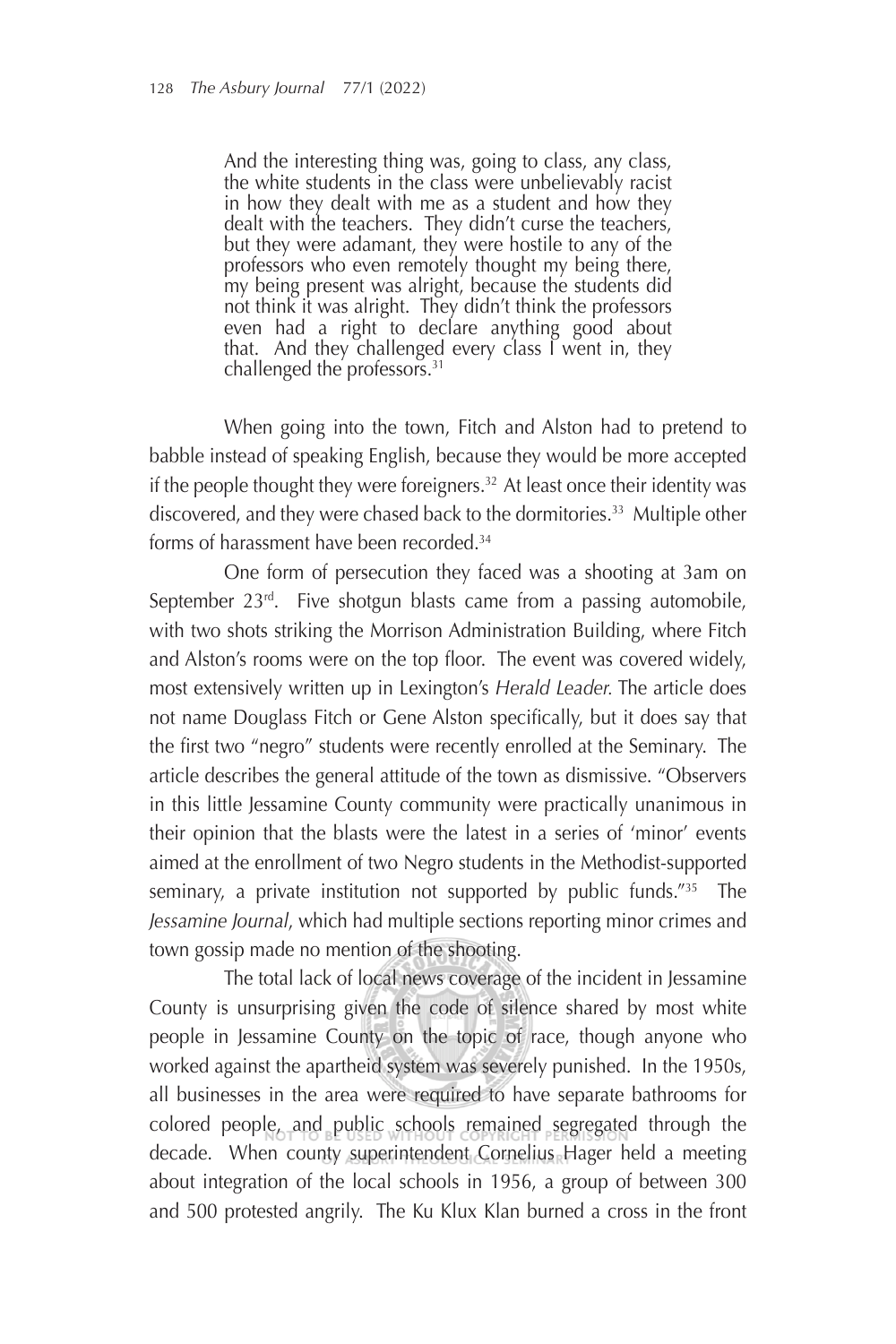> And the interesting thing was, going to class, any class, the white students in the class were unbelievably racist in how they dealt with me as a student and how they dealt with the teachers. They didn't curse the teachers, but they were adamant, they were hostile to any of the professors who even remotely thought my being there, my being present was alright, because the students did not think it was alright. They didn't think the professors even had a right to declare anything good about that. And they challenged every class I went in, they challenged the professors.[31]

When going into the town, Fitch and Alston had to pretend to babble instead of speaking English, because they would be more accepted if the people thought they were foreigners.[32] At least once their identity was discovered, and they were chased back to the dormitories.[33] Multiple other forms of harassment have been recorded.[34]

One form of persecution they faced was a shooting at 3am on September 23rd. Five shotgun blasts came from a passing automobile, with two shots striking the Morrison Administration Building, where Fitch and Alston's rooms were on the top floor. The event was covered widely, most extensively written up in Lexington's *Herald Leader*. The article does not name Douglass Fitch or Gene Alston specifically, but it does say that the first two "negro" students were recently enrolled at the Seminary. The article describes the general attitude of the town as dismissive. "Observers in this little Jessamine County community were practically unanimous in their opinion that the blasts were the latest in a series of 'minor' events aimed at the enrollment of two Negro students in the Methodist-supported seminary, a private institution not supported by public funds."[35] The *Jessamine Journal*, which had multiple sections reporting minor crimes and town gossip made no mention of the shooting.

The total lack of local news coverage of the incident in Jessamine County is unsurprising given the code of silence shared by most white people in Jessamine County on the topic of race, though anyone who worked against the apartheid system was severely punished. In the 1950s, all businesses in the area were required to have separate bathrooms for colored people, and public schools remained segregated through the decade. When county superintendent Cornelius Hager held a meeting about integration of the local schools in 1956, a group of between 300 and 500 protested angrily. The Ku Klux Klan burned a cross in the front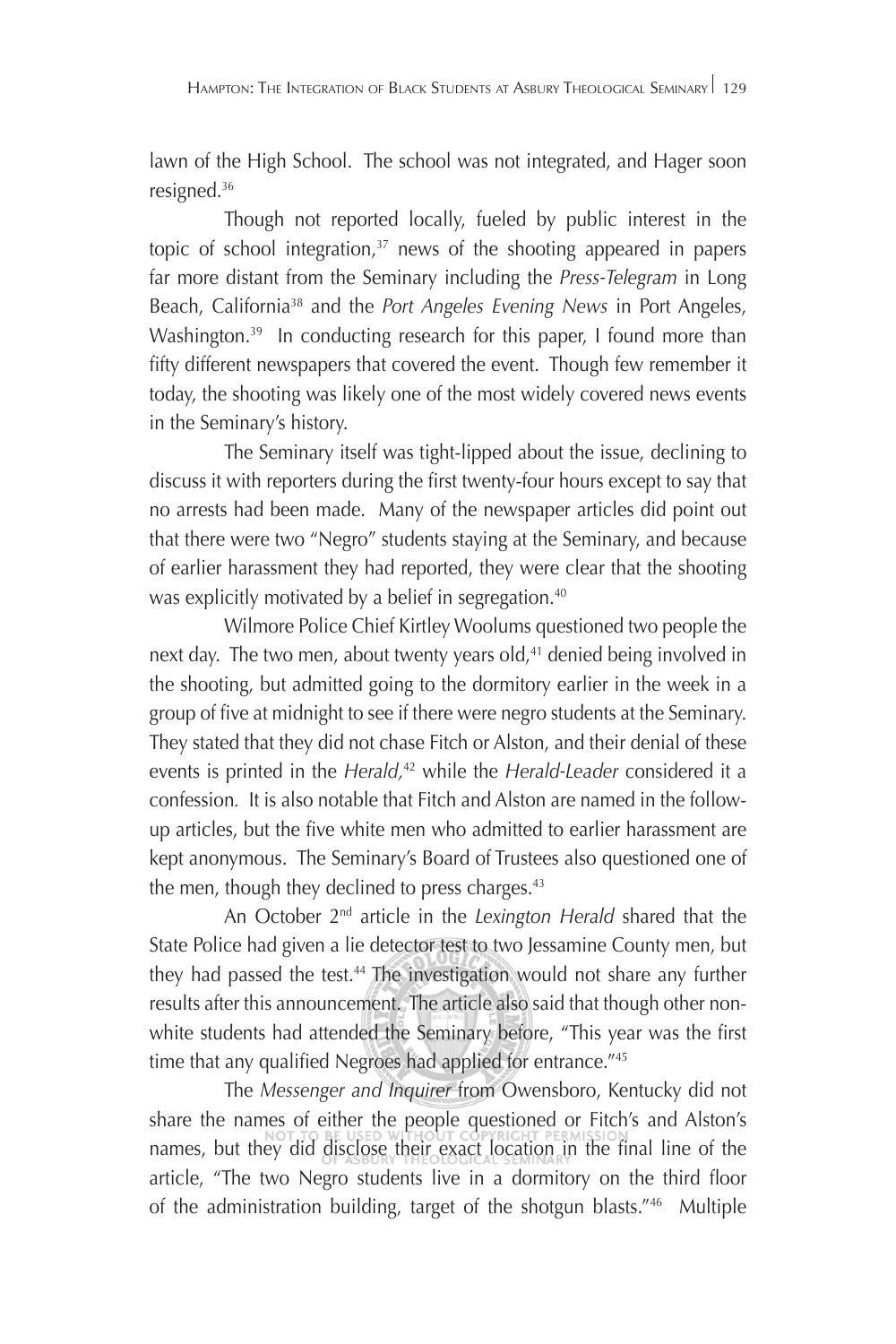lawn of the High School. The school was not integrated, and Hager soon resigned.[36]

Though not reported locally, fueled by public interest in the topic of school integration,[37] news of the shooting appeared in papers far more distant from the Seminary including the *Press-Telegram* in Long Beach, California[38] and the *Port Angeles Evening News* in Port Angeles, Washington.[39] In conducting research for this paper, I found more than fifty different newspapers that covered the event. Though few remember it today, the shooting was likely one of the most widely covered news events in the Seminary's history.

The Seminary itself was tight-lipped about the issue, declining to discuss it with reporters during the first twenty-four hours except to say that no arrests had been made. Many of the newspaper articles did point out that there were two "Negro" students staying at the Seminary, and because of earlier harassment they had reported, they were clear that the shooting was explicitly motivated by a belief in segregation.[40]

Wilmore Police Chief Kirtley Woolums questioned two people the next day. The two men, about twenty years old,[41] denied being involved in the shooting, but admitted going to the dormitory earlier in the week in a group of five at midnight to see if there were negro students at the Seminary. They stated that they did not chase Fitch or Alston, and their denial of these events is printed in the *Herald*,[42] while the *Herald-Leader* considered it a confession. It is also notable that Fitch and Alston are named in the follow-up articles, but the five white men who admitted to earlier harassment are kept anonymous. The Seminary's Board of Trustees also questioned one of the men, though they declined to press charges.[43]

An October 2nd article in the *Lexington Herald* shared that the State Police had given a lie detector test to two Jessamine County men, but they had passed the test.[44] The investigation would not share any further results after this announcement. The article also said that though other non-white students had attended the Seminary before, "This year was the first time that any qualified Negroes had applied for entrance."[45]

The *Messenger and Inquirer* from Owensboro, Kentucky did not share the names of either the people questioned or Fitch's and Alston's names, but they did disclose their exact location in the final line of the article, "The two Negro students live in a dormitory on the third floor of the administration building, target of the shotgun blasts."[46] Multiple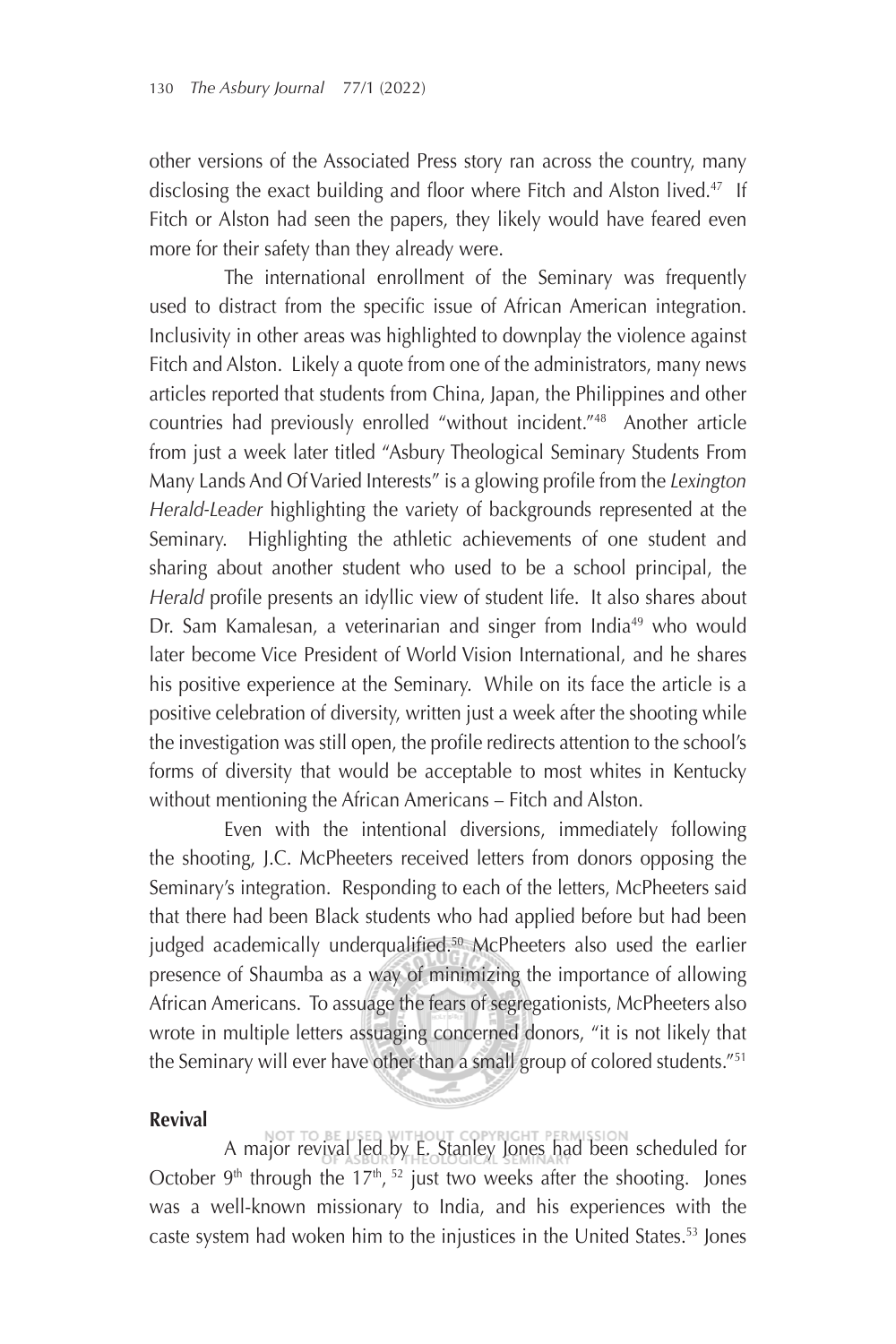other versions of the Associated Press story ran across the country, many disclosing the exact building and floor where Fitch and Alston lived.[47] If Fitch or Alston had seen the papers, they likely would have feared even more for their safety than they already were.

The international enrollment of the Seminary was frequently used to distract from the specific issue of African American integration. Inclusivity in other areas was highlighted to downplay the violence against Fitch and Alston. Likely a quote from one of the administrators, many news articles reported that students from China, Japan, the Philippines and other countries had previously enrolled "without incident."[48] Another article from just a week later titled "Asbury Theological Seminary Students From Many Lands And Of Varied Interests" is a glowing profile from the *Lexington Herald-Leader* highlighting the variety of backgrounds represented at the Seminary. Highlighting the athletic achievements of one student and sharing about another student who used to be a school principal, the *Herald* profile presents an idyllic view of student life. It also shares about Dr. Sam Kamalesan, a veterinarian and singer from India[49] who would later become Vice President of World Vision International, and he shares his positive experience at the Seminary. While on its face the article is a positive celebration of diversity, written just a week after the shooting while the investigation was still open, the profile redirects attention to the school's forms of diversity that would be acceptable to most whites in Kentucky without mentioning the African Americans – Fitch and Alston.

Even with the intentional diversions, immediately following the shooting, J.C. McPheeters received letters from donors opposing the Seminary's integration. Responding to each of the letters, McPheeters said that there had been Black students who had applied before but had been judged academically underqualified.[50] McPheeters also used the earlier presence of Shaumba as a way of minimizing the importance of allowing African Americans. To assuage the fears of segregationists, McPheeters also wrote in multiple letters assuaging concerned donors, "it is not likely that the Seminary will ever have other than a small group of colored students."[51]

## Revival

A major revival led by E. Stanley Jones had been scheduled for October 9th through the 17th,[52] just two weeks after the shooting. Jones was a well-known missionary to India, and his experiences with the caste system had woken him to the injustices in the United States.[53] Jones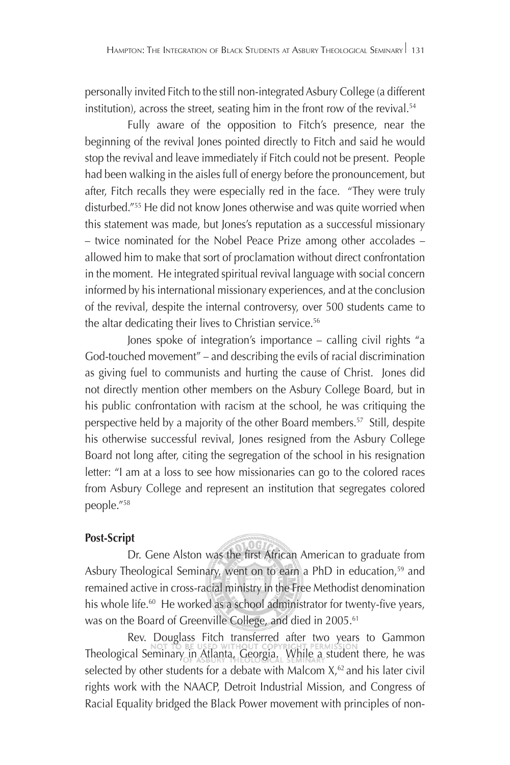personally invited Fitch to the still non-integrated Asbury College (a different institution), across the street, seating him in the front row of the revival.[54]

Fully aware of the opposition to Fitch's presence, near the beginning of the revival Jones pointed directly to Fitch and said he would stop the revival and leave immediately if Fitch could not be present. People had been walking in the aisles full of energy before the pronouncement, but after, Fitch recalls they were especially red in the face. "They were truly disturbed."[55] He did not know Jones otherwise and was quite worried when this statement was made, but Jones's reputation as a successful missionary – twice nominated for the Nobel Peace Prize among other accolades – allowed him to make that sort of proclamation without direct confrontation in the moment. He integrated spiritual revival language with social concern informed by his international missionary experiences, and at the conclusion of the revival, despite the internal controversy, over 500 students came to the altar dedicating their lives to Christian service.[56]

Jones spoke of integration's importance – calling civil rights "a God-touched movement" – and describing the evils of racial discrimination as giving fuel to communists and hurting the cause of Christ. Jones did not directly mention other members on the Asbury College Board, but in his public confrontation with racism at the school, he was critiquing the perspective held by a majority of the other Board members.[57] Still, despite his otherwise successful revival, Jones resigned from the Asbury College Board not long after, citing the segregation of the school in his resignation letter: "I am at a loss to see how missionaries can go to the colored races from Asbury College and represent an institution that segregates colored people."[58]

**Post-Script**

Dr. Gene Alston was the first African American to graduate from Asbury Theological Seminary, went on to earn a PhD in education,[59] and remained active in cross-racial ministry in the Free Methodist denomination his whole life.[60] He worked as a school administrator for twenty-five years, was on the Board of Greenville College, and died in 2005.[61]

Rev. Douglass Fitch transferred after two years to Gammon Theological Seminary in Atlanta, Georgia. While a student there, he was selected by other students for a debate with Malcom X,[62] and his later civil rights work with the NAACP, Detroit Industrial Mission, and Congress of Racial Equality bridged the Black Power movement with principles of non-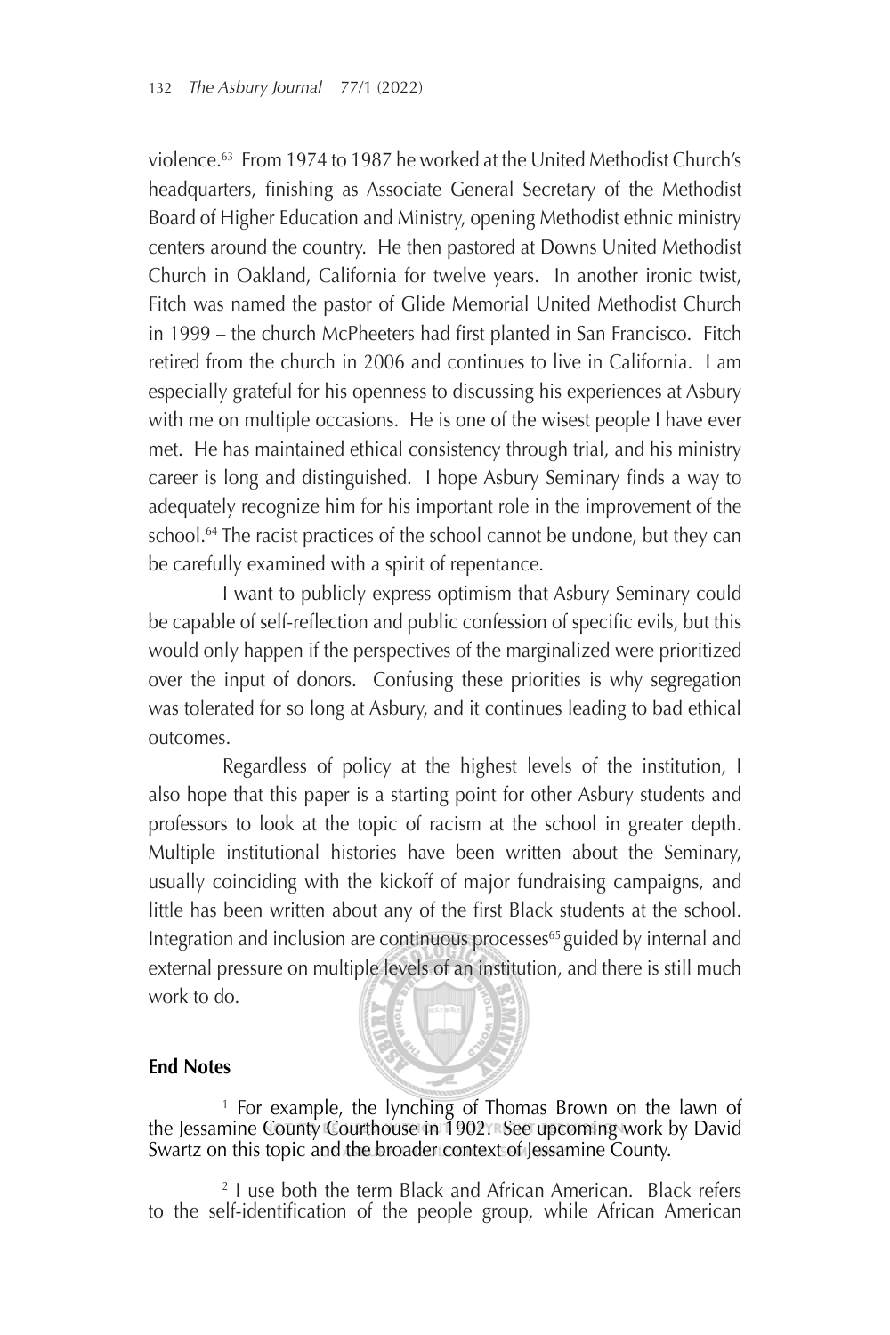violence.[63] From 1974 to 1987 he worked at the United Methodist Church's headquarters, finishing as Associate General Secretary of the Methodist Board of Higher Education and Ministry, opening Methodist ethnic ministry centers around the country. He then pastored at Downs United Methodist Church in Oakland, California for twelve years. In another ironic twist, Fitch was named the pastor of Glide Memorial United Methodist Church in 1999 – the church McPheeters had first planted in San Francisco. Fitch retired from the church in 2006 and continues to live in California. I am especially grateful for his openness to discussing his experiences at Asbury with me on multiple occasions. He is one of the wisest people I have ever met. He has maintained ethical consistency through trial, and his ministry career is long and distinguished. I hope Asbury Seminary finds a way to adequately recognize him for his important role in the improvement of the school.[64] The racist practices of the school cannot be undone, but they can be carefully examined with a spirit of repentance.

I want to publicly express optimism that Asbury Seminary could be capable of self-reflection and public confession of specific evils, but this would only happen if the perspectives of the marginalized were prioritized over the input of donors. Confusing these priorities is why segregation was tolerated for so long at Asbury, and it continues leading to bad ethical outcomes.

Regardless of policy at the highest levels of the institution, I also hope that this paper is a starting point for other Asbury students and professors to look at the topic of racism at the school in greater depth. Multiple institutional histories have been written about the Seminary, usually coinciding with the kickoff of major fundraising campaigns, and little has been written about any of the first Black students at the school. Integration and inclusion are continuous processes[65] guided by internal and external pressure on multiple levels of an institution, and there is still much work to do.

**End Notes**

[1] For example, the lynching of Thomas Brown on the lawn of the Jessamine County Courthouse in 1902. See upcoming work by David Swartz on this topic and the broader context of Jessamine County.

[2] I use both the term Black and African American. Black refers to the self-identification of the people group, while African American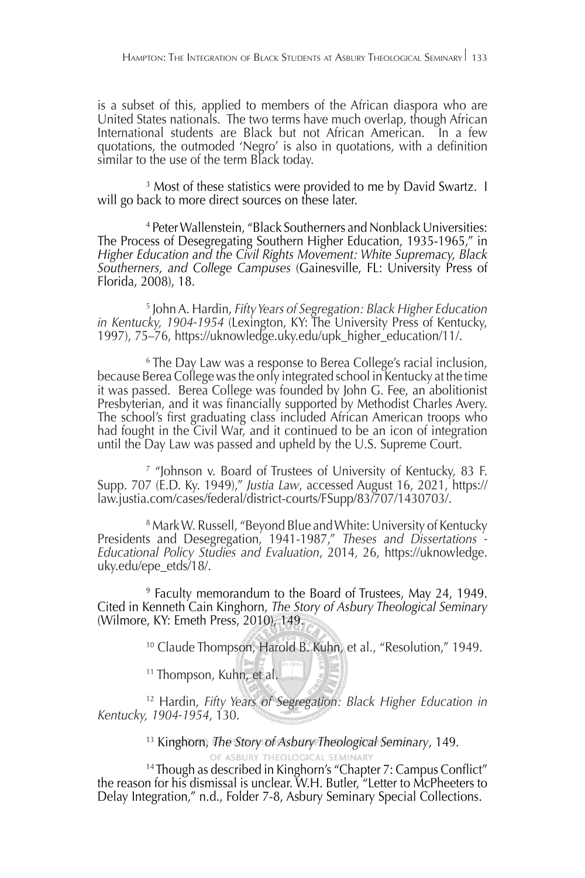is a subset of this, applied to members of the African diaspora who are United States nationals. The two terms have much overlap, though African International students are Black but not African American. In a few quotations, the outmoded 'Negro' is also in quotations, with a definition similar to the use of the term Black today.

[3] Most of these statistics were provided to me by David Swartz. I will go back to more direct sources on these later.

[4] Peter Wallenstein, "Black Southerners and Nonblack Universities: The Process of Desegregating Southern Higher Education, 1935-1965," in *Higher Education and the Civil Rights Movement: White Supremacy, Black Southerners, and College Campuses* (Gainesville, FL: University Press of Florida, 2008), 18.

[5] John A. Hardin, *Fifty Years of Segregation: Black Higher Education in Kentucky, 1904-1954* (Lexington, KY: The University Press of Kentucky, 1997), 75–76, https://uknowledge.uky.edu/upk_higher_education/11/.

[6] The Day Law was a response to Berea College's racial inclusion, because Berea College was the only integrated school in Kentucky at the time it was passed. Berea College was founded by John G. Fee, an abolitionist Presbyterian, and it was financially supported by Methodist Charles Avery. The school's first graduating class included African American troops who had fought in the Civil War, and it continued to be an icon of integration until the Day Law was passed and upheld by the U.S. Supreme Court.

[7] "Johnson v. Board of Trustees of University of Kentucky, 83 F. Supp. 707 (E.D. Ky. 1949)," *Justia Law*, accessed August 16, 2021, https://law.justia.com/cases/federal/district-courts/FSupp/83/707/1430703/.

[8] Mark W. Russell, "Beyond Blue and White: University of Kentucky Presidents and Desegregation, 1941-1987," *Theses and Dissertations - Educational Policy Studies and Evaluation*, 2014, 26, https://uknowledge.uky.edu/epe_etds/18/.

[9] Faculty memorandum to the Board of Trustees, May 24, 1949. Cited in Kenneth Cain Kinghorn, *The Story of Asbury Theological Seminary* (Wilmore, KY: Emeth Press, 2010), 149.

[10] Claude Thompson, Harold B. Kuhn, et al., "Resolution," 1949.

[11] Thompson, Kuhn, et al.

[12] Hardin, *Fifty Years of Segregation: Black Higher Education in Kentucky, 1904-1954*, 130.

[13] Kinghorn, *The Story of Asbury Theological Seminary*, 149.

[14] Though as described in Kinghorn's "Chapter 7: Campus Conflict" the reason for his dismissal is unclear. W.H. Butler, "Letter to McPheeters to Delay Integration," n.d., Folder 7-8, Asbury Seminary Special Collections.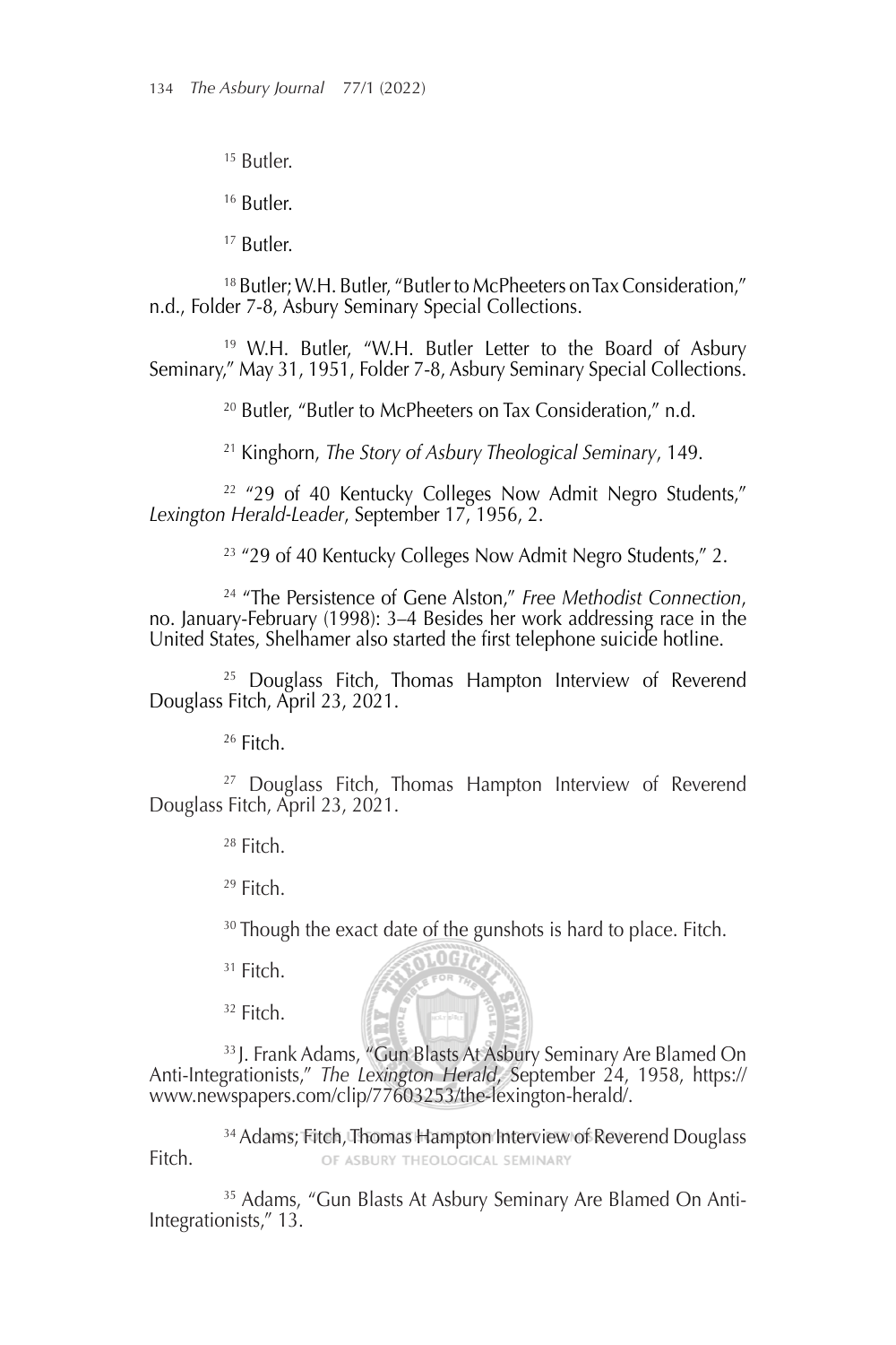[15] Butler.

[16] Butler.

[17] Butler.

[18] Butler; W.H. Butler, "Butler to McPheeters on Tax Consideration," n.d., Folder 7-8, Asbury Seminary Special Collections.

[19] W.H. Butler, "W.H. Butler Letter to the Board of Asbury Seminary," May 31, 1951, Folder 7-8, Asbury Seminary Special Collections.

[20] Butler, "Butler to McPheeters on Tax Consideration," n.d.

[21] Kinghorn, *The Story of Asbury Theological Seminary*, 149.

[22] "29 of 40 Kentucky Colleges Now Admit Negro Students," *Lexington Herald-Leader*, September 17, 1956, 2.

[23] "29 of 40 Kentucky Colleges Now Admit Negro Students," 2.

[24] "The Persistence of Gene Alston," *Free Methodist Connection*, no. January-February (1998): 3–4 Besides her work addressing race in the United States, Shelhamer also started the first telephone suicide hotline.

[25] Douglass Fitch, Thomas Hampton Interview of Reverend Douglass Fitch, April 23, 2021.

[26] Fitch.

[27] Douglass Fitch, Thomas Hampton Interview of Reverend Douglass Fitch, April 23, 2021.

[28] Fitch.

[29] Fitch.

[30] Though the exact date of the gunshots is hard to place. Fitch.

[31] Fitch.

[32] Fitch.

[33] J. Frank Adams, "Gun Blasts At Asbury Seminary Are Blamed On Anti-Integrationists," *The Lexington Herald*, September 24, 1958, https://www.newspapers.com/clip/77603253/the-lexington-herald/.

[34] Adams; Fitch, Thomas Hampton Interview of Reverend Douglass Fitch.

[35] Adams, "Gun Blasts At Asbury Seminary Are Blamed On Anti-Integrationists," 13.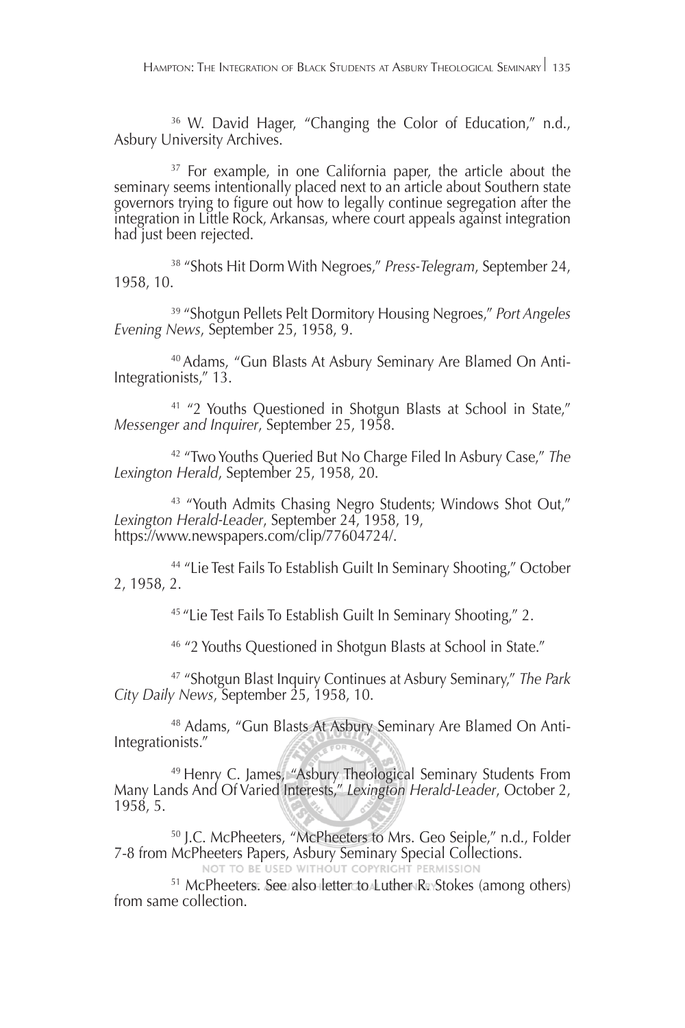[36] W. David Hager, "Changing the Color of Education," n.d., Asbury University Archives.

[37] For example, in one California paper, the article about the seminary seems intentionally placed next to an article about Southern state governors trying to figure out how to legally continue segregation after the integration in Little Rock, Arkansas, where court appeals against integration had just been rejected.

[38] "Shots Hit Dorm With Negroes," *Press-Telegram*, September 24, 1958, 10.

[39] "Shotgun Pellets Pelt Dormitory Housing Negroes," *Port Angeles Evening News*, September 25, 1958, 9.

[40] Adams, "Gun Blasts At Asbury Seminary Are Blamed On Anti-Integrationists," 13.

[41] "2 Youths Questioned in Shotgun Blasts at School in State," *Messenger and Inquirer*, September 25, 1958.

[42] "Two Youths Queried But No Charge Filed In Asbury Case," *The Lexington Herald*, September 25, 1958, 20.

[43] "Youth Admits Chasing Negro Students; Windows Shot Out," *Lexington Herald-Leader*, September 24, 1958, 19, https://www.newspapers.com/clip/77604724/.

[44] "Lie Test Fails To Establish Guilt In Seminary Shooting," October 2, 1958, 2.

[45] "Lie Test Fails To Establish Guilt In Seminary Shooting," 2.

[46] "2 Youths Questioned in Shotgun Blasts at School in State."

[47] "Shotgun Blast Inquiry Continues at Asbury Seminary," *The Park City Daily News*, September 25, 1958, 10.

[48] Adams, "Gun Blasts At Asbury Seminary Are Blamed On Anti-Integrationists."

[49] Henry C. James, "Asbury Theological Seminary Students From Many Lands And Of Varied Interests," *Lexington Herald-Leader*, October 2, 1958, 5.

[50] J.C. McPheeters, "McPheeters to Mrs. Geo Seiple," n.d., Folder 7-8 from McPheeters Papers, Asbury Seminary Special Collections.

[51] McPheeters. See also letter to Luther R. Stokes (among others) from same collection.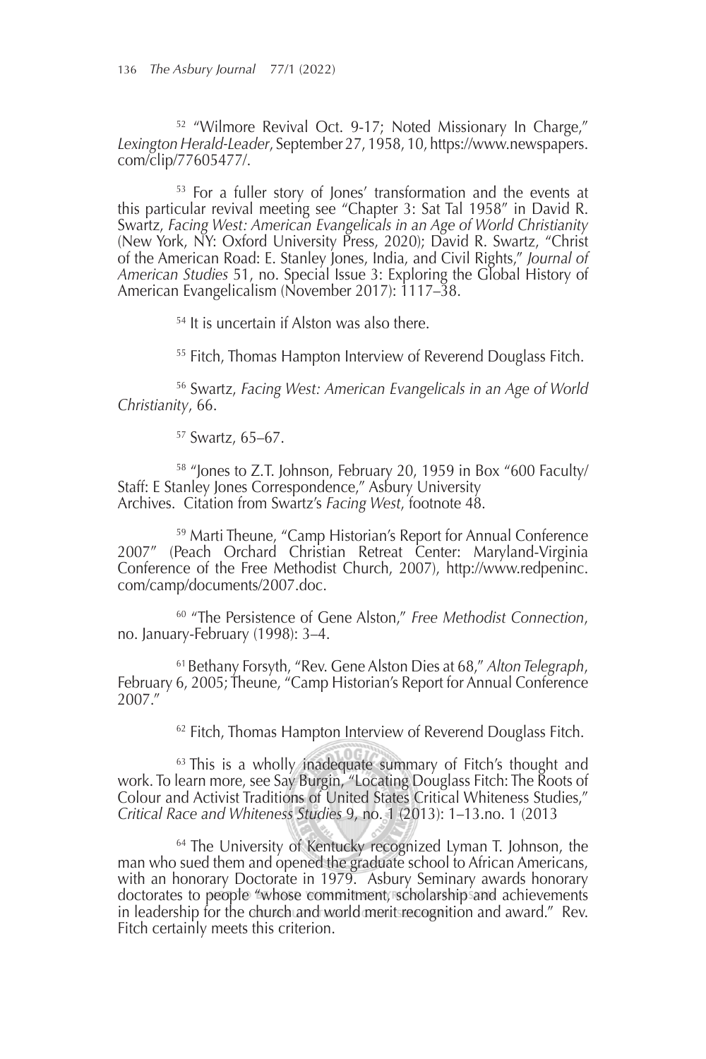[52] "Wilmore Revival Oct. 9-17; Noted Missionary In Charge," *Lexington Herald-Leader*, September 27, 1958, 10, https://www.newspapers.com/clip/77605477/.

[53] For a fuller story of Jones' transformation and the events at this particular revival meeting see "Chapter 3: Sat Tal 1958" in David R. Swartz, *Facing West: American Evangelicals in an Age of World Christianity* (New York, NY: Oxford University Press, 2020); David R. Swartz, "Christ of the American Road: E. Stanley Jones, India, and Civil Rights," *Journal of American Studies* 51, no. Special Issue 3: Exploring the Global History of American Evangelicalism (November 2017): 1117–38.

[54] It is uncertain if Alston was also there.

[55] Fitch, Thomas Hampton Interview of Reverend Douglass Fitch.

[56] Swartz, *Facing West: American Evangelicals in an Age of World Christianity*, 66.

[57] Swartz, 65–67.

[58] "Jones to Z.T. Johnson, February 20, 1959 in Box "600 Faculty/Staff: E Stanley Jones Correspondence," Asbury University Archives. Citation from Swartz's *Facing West*, footnote 48.

[59] Marti Theune, "Camp Historian's Report for Annual Conference 2007" (Peach Orchard Christian Retreat Center: Maryland-Virginia Conference of the Free Methodist Church, 2007), http://www.redpeninc.com/camp/documents/2007.doc.

[60] "The Persistence of Gene Alston," *Free Methodist Connection*, no. January-February (1998): 3–4.

[61] Bethany Forsyth, "Rev. Gene Alston Dies at 68," *Alton Telegraph*, February 6, 2005; Theune, "Camp Historian's Report for Annual Conference 2007."

[62] Fitch, Thomas Hampton Interview of Reverend Douglass Fitch.

[63] This is a wholly inadequate summary of Fitch's thought and work. To learn more, see Say Burgin, "Locating Douglass Fitch: The Roots of Colour and Activist Traditions of United States Critical Whiteness Studies," *Critical Race and Whiteness Studies* 9, no. 1 (2013): 1–13.no. 1 (2013

[64] The University of Kentucky recognized Lyman T. Johnson, the man who sued them and opened the graduate school to African Americans, with an honorary Doctorate in 1979. Asbury Seminary awards honorary doctorates to people "whose commitment, scholarship and achievements in leadership for the church and world merit recognition and award." Rev. Fitch certainly meets this criterion.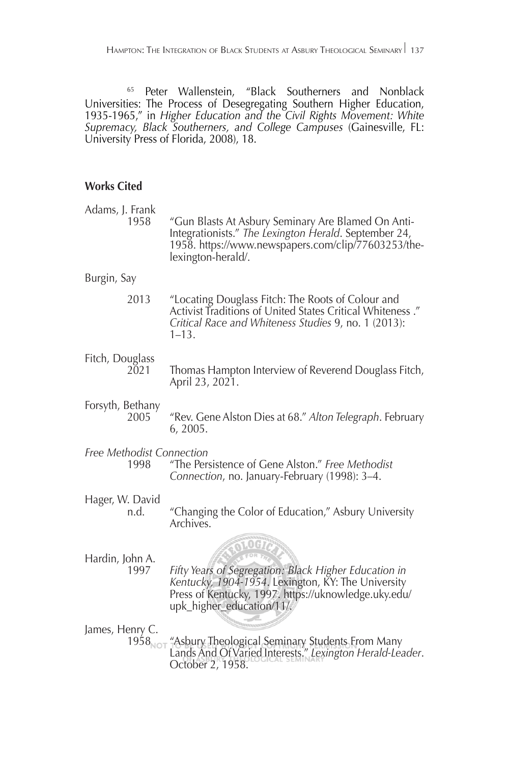[65] Peter Wallenstein, "Black Southerners and Nonblack Universities: The Process of Desegregating Southern Higher Education, 1935-1965," in *Higher Education and the Civil Rights Movement: White Supremacy, Black Southerners, and College Campuses* (Gainesville, FL: University Press of Florida, 2008), 18.

## Works Cited

Adams, J. Frank
1958 "Gun Blasts At Asbury Seminary Are Blamed On Anti-Integrationists." *The Lexington Herald*. September 24, 1958. https://www.newspapers.com/clip/77603253/the-lexington-herald/.

Burgin, Say
2013 "Locating Douglass Fitch: The Roots of Colour and Activist Traditions of United States Critical Whiteness ." *Critical Race and Whiteness Studies* 9, no. 1 (2013): 1–13.

Fitch, Douglass
2021 Thomas Hampton Interview of Reverend Douglass Fitch, April 23, 2021.

Forsyth, Bethany
2005 "Rev. Gene Alston Dies at 68." *Alton Telegraph*. February 6, 2005.

*Free Methodist Connection*
1998 "The Persistence of Gene Alston." *Free Methodist Connection*, no. January-February (1998): 3–4.

Hager, W. David
n.d. "Changing the Color of Education," Asbury University Archives.

Hardin, John A.
1997 *Fifty Years of Segregation: Black Higher Education in Kentucky, 1904-1954*. Lexington, KY: The University Press of Kentucky, 1997. https://uknowledge.uky.edu/upk_higher_education/11/.

James, Henry C.
1958 "Asbury Theological Seminary Students From Many Lands And Of Varied Interests." *Lexington Herald-Leader*. October 2, 1958.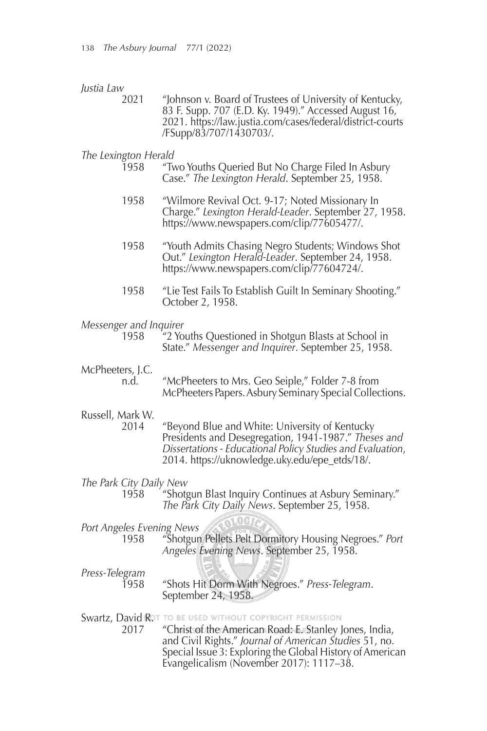*Justia Law*

2021 "Johnson v. Board of Trustees of University of Kentucky, 83 F. Supp. 707 (E.D. Ky. 1949)." Accessed August 16, 2021. https://law.justia.com/cases/federal/district-courts/FSupp/83/707/1430703/.

*The Lexington Herald*

1958 "Two Youths Queried But No Charge Filed In Asbury Case." *The Lexington Herald*. September 25, 1958.

1958 "Wilmore Revival Oct. 9-17; Noted Missionary In Charge." *Lexington Herald-Leader*. September 27, 1958. https://www.newspapers.com/clip/77605477/.

1958 "Youth Admits Chasing Negro Students; Windows Shot Out." *Lexington Herald-Leader*. September 24, 1958. https://www.newspapers.com/clip/77604724/.

1958 "Lie Test Fails To Establish Guilt In Seminary Shooting." October 2, 1958.

*Messenger and Inquirer*

1958 "2 Youths Questioned in Shotgun Blasts at School in State." *Messenger and Inquirer*. September 25, 1958.

McPheeters, J.C.

n.d. "McPheeters to Mrs. Geo Seiple," Folder 7-8 from McPheeters Papers. Asbury Seminary Special Collections.

Russell, Mark W.

2014 "Beyond Blue and White: University of Kentucky Presidents and Desegregation, 1941-1987." *Theses and Dissertations - Educational Policy Studies and Evaluation*, 2014. https://uknowledge.uky.edu/epe_etds/18/.

*The Park City Daily New*

1958 "Shotgun Blast Inquiry Continues at Asbury Seminary." *The Park City Daily News*. September 25, 1958.

*Port Angeles Evening News*

1958 "Shotgun Pellets Pelt Dormitory Housing Negroes." *Port Angeles Evening News*. September 25, 1958.

*Press-Telegram*

1958 "Shots Hit Dorm With Negroes." *Press-Telegram*. September 24, 1958.

Swartz, David R.

2017 "Christ of the American Road: E. Stanley Jones, India, and Civil Rights." *Journal of American Studies* 51, no. Special Issue 3: Exploring the Global History of American Evangelicalism (November 2017): 1117–38.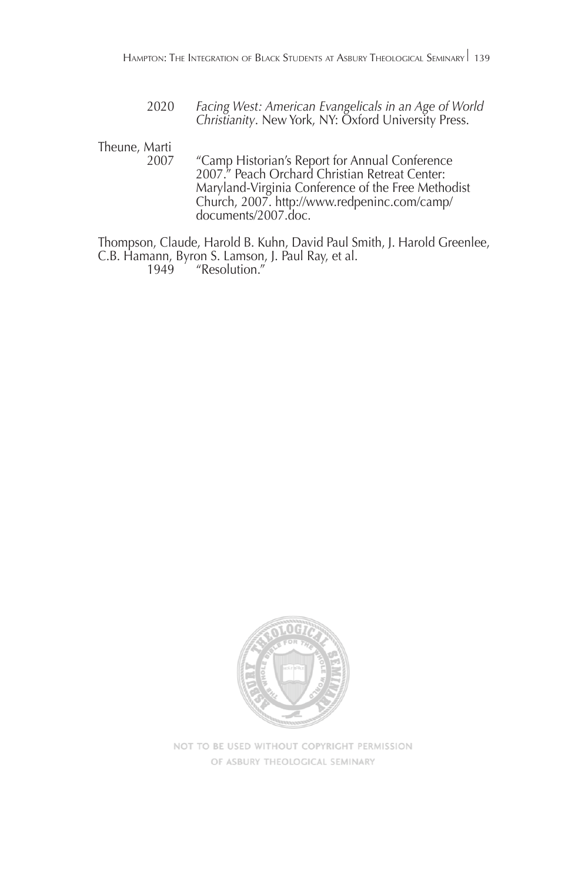2020 *Facing West: American Evangelicals in an Age of World Christianity*. New York, NY: Oxford University Press.

Theune, Marti
2007 "Camp Historian's Report for Annual Conference 2007." Peach Orchard Christian Retreat Center: Maryland-Virginia Conference of the Free Methodist Church, 2007. http://www.redpeninc.com/camp/documents/2007.doc.

Thompson, Claude, Harold B. Kuhn, David Paul Smith, J. Harold Greenlee, C.B. Hamann, Byron S. Lamson, J. Paul Ray, et al.
1949 "Resolution."

NOT TO BE USED WITHOUT COPYRIGHT PERMISSION
OF ASBURY THEOLOGICAL SEMINARY